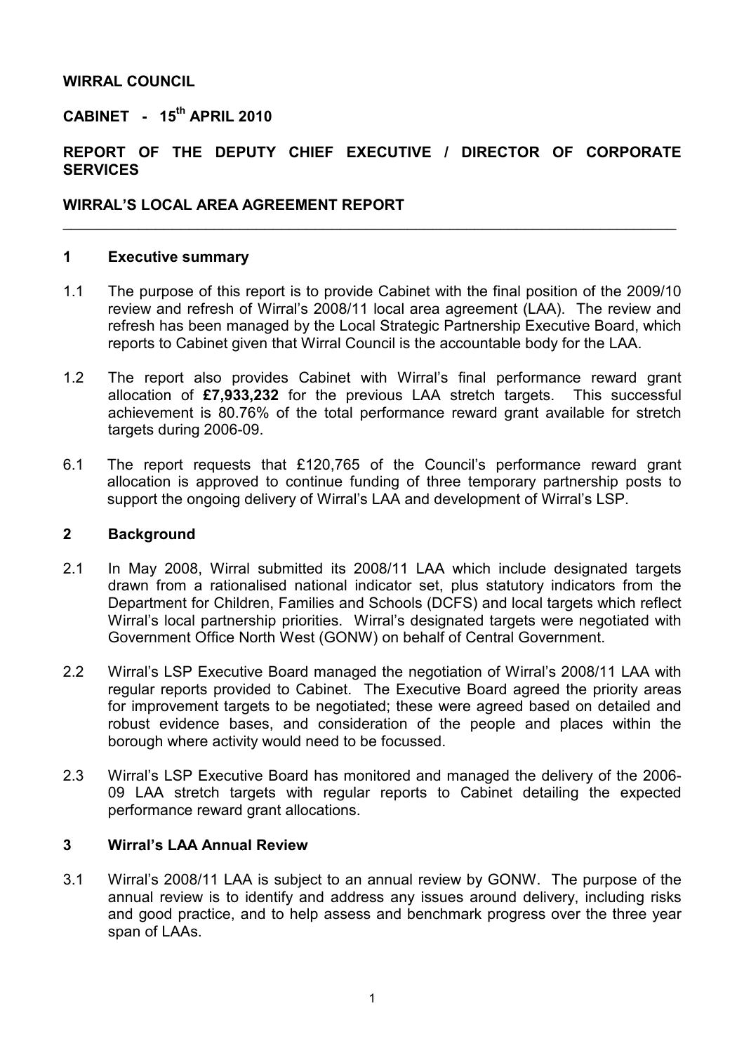**WIRRAL COUNCIL**

**CABINET - 15th APRIL 2010**

**REPORT OF THE DEPUTY CHIEF EXECUTIVE / DIRECTOR OF CORPORATE SERVICES**

**WIRRAL'S LOCAL AREA AGREEMENT REPORT**

---

## 1 Executive summary

1.1 The purpose of this report is to provide Cabinet with the final position of the 2009/10 review and refresh of Wirral's 2008/11 local area agreement (LAA). The review and refresh has been managed by the Local Strategic Partnership Executive Board, which reports to Cabinet given that Wirral Council is the accountable body for the LAA.

1.2 The report also provides Cabinet with Wirral's final performance reward grant allocation of **£7,933,232** for the previous LAA stretch targets. This successful achievement is 80.76% of the total performance reward grant available for stretch targets during 2006-09.

6.1 The report requests that £120,765 of the Council's performance reward grant allocation is approved to continue funding of three temporary partnership posts to support the ongoing delivery of Wirral's LAA and development of Wirral's LSP.

## 2 Background

2.1 In May 2008, Wirral submitted its 2008/11 LAA which include designated targets drawn from a rationalised national indicator set, plus statutory indicators from the Department for Children, Families and Schools (DCFS) and local targets which reflect Wirral's local partnership priorities. Wirral's designated targets were negotiated with Government Office North West (GONW) on behalf of Central Government.

2.2 Wirral's LSP Executive Board managed the negotiation of Wirral's 2008/11 LAA with regular reports provided to Cabinet. The Executive Board agreed the priority areas for improvement targets to be negotiated; these were agreed based on detailed and robust evidence bases, and consideration of the people and places within the borough where activity would need to be focussed.

2.3 Wirral's LSP Executive Board has monitored and managed the delivery of the 2006-09 LAA stretch targets with regular reports to Cabinet detailing the expected performance reward grant allocations.

## 3 Wirral's LAA Annual Review

3.1 Wirral's 2008/11 LAA is subject to an annual review by GONW. The purpose of the annual review is to identify and address any issues around delivery, including risks and good practice, and to help assess and benchmark progress over the three year span of LAAs.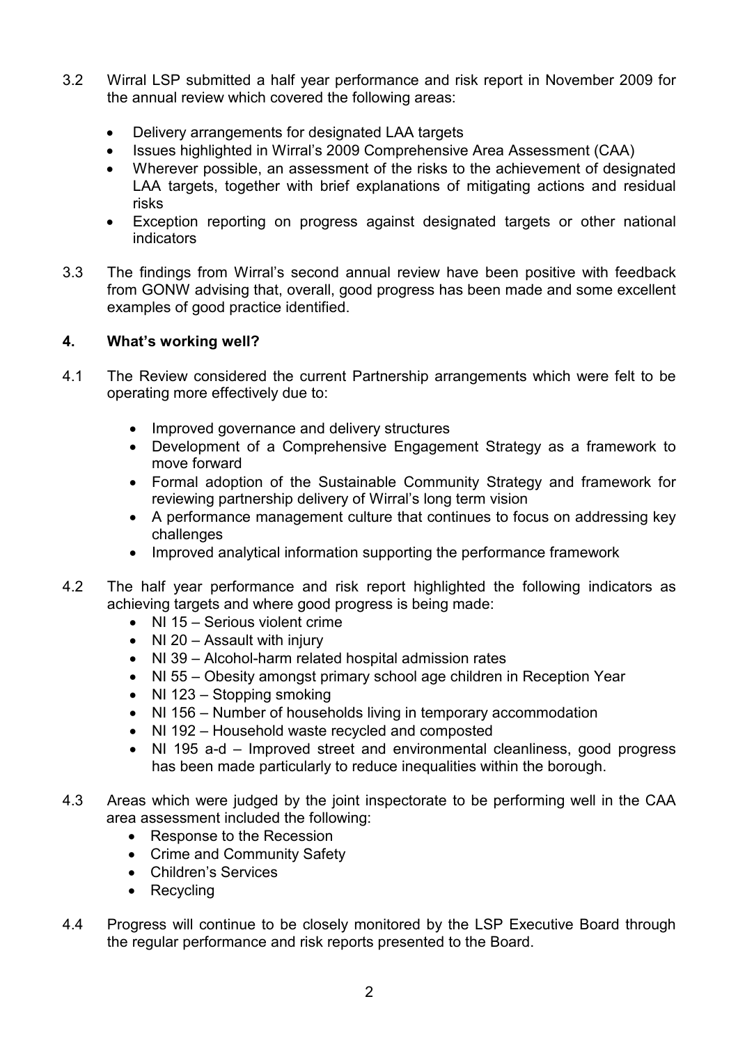3.2 Wirral LSP submitted a half year performance and risk report in November 2009 for the annual review which covered the following areas:

- Delivery arrangements for designated LAA targets
- Issues highlighted in Wirral's 2009 Comprehensive Area Assessment (CAA)
- Wherever possible, an assessment of the risks to the achievement of designated LAA targets, together with brief explanations of mitigating actions and residual risks
- Exception reporting on progress against designated targets or other national indicators

3.3 The findings from Wirral's second annual review have been positive with feedback from GONW advising that, overall, good progress has been made and some excellent examples of good practice identified.

## 4. What's working well?

4.1 The Review considered the current Partnership arrangements which were felt to be operating more effectively due to:

- Improved governance and delivery structures
- Development of a Comprehensive Engagement Strategy as a framework to move forward
- Formal adoption of the Sustainable Community Strategy and framework for reviewing partnership delivery of Wirral's long term vision
- A performance management culture that continues to focus on addressing key challenges
- Improved analytical information supporting the performance framework

4.2 The half year performance and risk report highlighted the following indicators as achieving targets and where good progress is being made:

- NI 15 – Serious violent crime
- NI 20 – Assault with injury
- NI 39 – Alcohol-harm related hospital admission rates
- NI 55 – Obesity amongst primary school age children in Reception Year
- NI 123 – Stopping smoking
- NI 156 – Number of households living in temporary accommodation
- NI 192 – Household waste recycled and composted
- NI 195 a-d – Improved street and environmental cleanliness, good progress has been made particularly to reduce inequalities within the borough.

4.3 Areas which were judged by the joint inspectorate to be performing well in the CAA area assessment included the following:

- Response to the Recession
- Crime and Community Safety
- Children's Services
- Recycling

4.4 Progress will continue to be closely monitored by the LSP Executive Board through the regular performance and risk reports presented to the Board.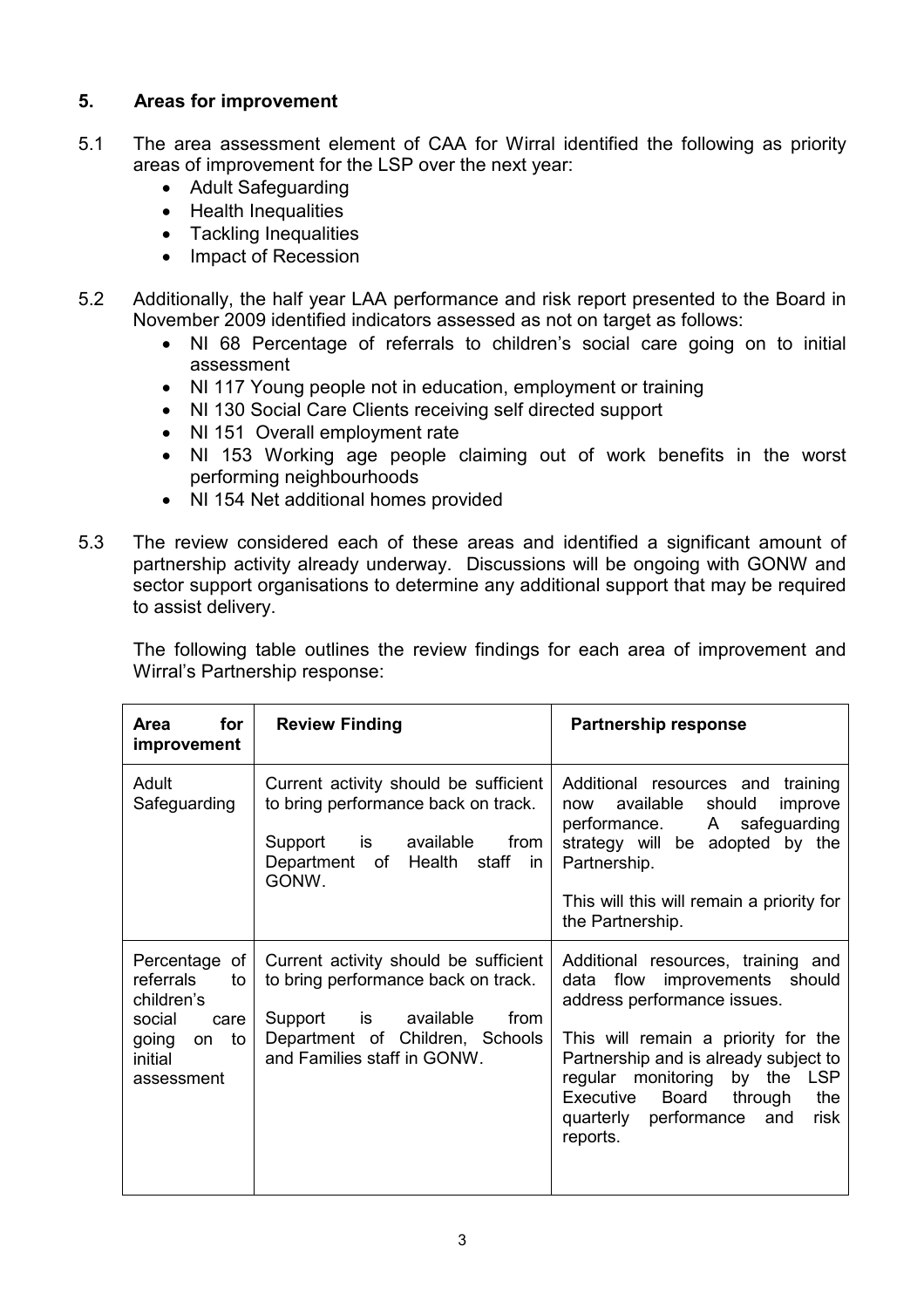## 5. Areas for improvement

5.1 The area assessment element of CAA for Wirral identified the following as priority areas of improvement for the LSP over the next year:

- Adult Safeguarding
- Health Inequalities
- Tackling Inequalities
- Impact of Recession

5.2 Additionally, the half year LAA performance and risk report presented to the Board in November 2009 identified indicators assessed as not on target as follows:

- NI 68 Percentage of referrals to children's social care going on to initial assessment
- NI 117 Young people not in education, employment or training
- NI 130 Social Care Clients receiving self directed support
- NI 151 Overall employment rate
- NI 153 Working age people claiming out of work benefits in the worst performing neighbourhoods
- NI 154 Net additional homes provided

5.3 The review considered each of these areas and identified a significant amount of partnership activity already underway. Discussions will be ongoing with GONW and sector support organisations to determine any additional support that may be required to assist delivery.

The following table outlines the review findings for each area of improvement and Wirral's Partnership response:

| Area for improvement | Review Finding | Partnership response |
| --- | --- | --- |
| Adult Safeguarding | Current activity should be sufficient to bring performance back on track.<br><br>Support is available from Department of Health staff in GONW. | Additional resources and training now available should improve performance. A safeguarding strategy will be adopted by the Partnership.<br><br>This will this will remain a priority for the Partnership. |
| Percentage of referrals to children's social care going on to initial assessment | Current activity should be sufficient to bring performance back on track.<br><br>Support is available from Department of Children, Schools and Families staff in GONW. | Additional resources, training and data flow improvements should address performance issues.<br><br>This will remain a priority for the Partnership and is already subject to regular monitoring by the LSP Executive Board through the quarterly performance and risk reports. |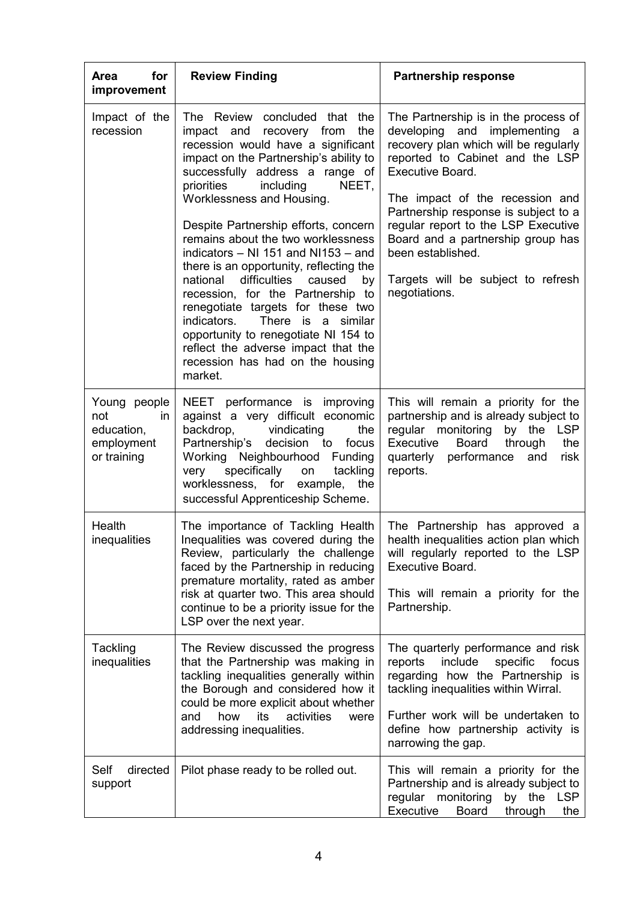| Area for improvement | Review Finding | Partnership response |
|---|---|---|
| Impact of the recession | The Review concluded that the impact and recovery from the recession would have a significant impact on the Partnership's ability to successfully address a range of priorities including NEET, Worklessness and Housing.<br><br>Despite Partnership efforts, concern remains about the two worklessness indicators – NI 151 and NI153 – and there is an opportunity, reflecting the national difficulties caused by recession, for the Partnership to renegotiate targets for these two indicators. There is a similar opportunity to renegotiate NI 154 to reflect the adverse impact that the recession has had on the housing market. | The Partnership is in the process of developing and implementing a recovery plan which will be regularly reported to Cabinet and the LSP Executive Board.<br><br>The impact of the recession and Partnership response is subject to a regular report to the LSP Executive Board and a partnership group has been established.<br><br>Targets will be subject to refresh negotiations. |
| Young people not in education, employment or training | NEET performance is improving against a very difficult economic backdrop, vindicating the Partnership's decision to focus Working Neighbourhood Funding very specifically on tackling worklessness, for example, the successful Apprenticeship Scheme. | This will remain a priority for the partnership and is already subject to regular monitoring by the LSP Executive Board through the quarterly performance and risk reports. |
| Health inequalities | The importance of Tackling Health Inequalities was covered during the Review, particularly the challenge faced by the Partnership in reducing premature mortality, rated as amber risk at quarter two. This area should continue to be a priority issue for the LSP over the next year. | The Partnership has approved a health inequalities action plan which will regularly reported to the LSP Executive Board.<br><br>This will remain a priority for the Partnership. |
| Tackling inequalities | The Review discussed the progress that the Partnership was making in tackling inequalities generally within the Borough and considered how it could be more explicit about whether and how its activities were addressing inequalities. | The quarterly performance and risk reports include specific focus regarding how the Partnership is tackling inequalities within Wirral.<br><br>Further work will be undertaken to define how partnership activity is narrowing the gap. |
| Self directed support | Pilot phase ready to be rolled out. | This will remain a priority for the Partnership and is already subject to regular monitoring by the LSP Executive Board through the |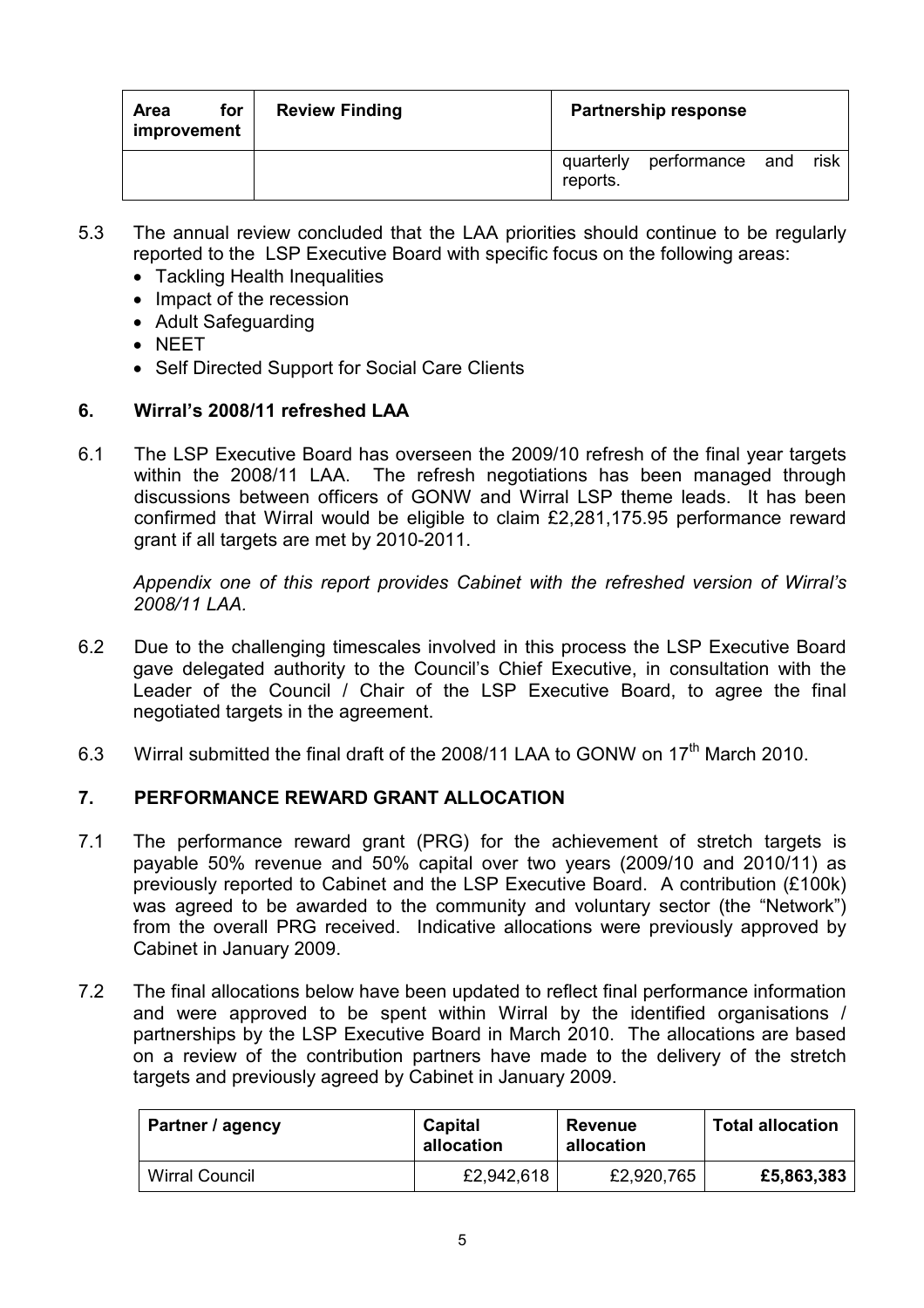| Area for improvement | Review Finding | Partnership response |
|---|---|---|
| | | quarterly performance and risk reports. |

5.3 The annual review concluded that the LAA priorities should continue to be regularly reported to the LSP Executive Board with specific focus on the following areas:

- Tackling Health Inequalities
- Impact of the recession
- Adult Safeguarding
- NEET
- Self Directed Support for Social Care Clients

## 6. Wirral's 2008/11 refreshed LAA

6.1 The LSP Executive Board has overseen the 2009/10 refresh of the final year targets within the 2008/11 LAA. The refresh negotiations has been managed through discussions between officers of GONW and Wirral LSP theme leads. It has been confirmed that Wirral would be eligible to claim £2,281,175.95 performance reward grant if all targets are met by 2010-2011.

*Appendix one of this report provides Cabinet with the refreshed version of Wirral's 2008/11 LAA.*

6.2 Due to the challenging timescales involved in this process the LSP Executive Board gave delegated authority to the Council's Chief Executive, in consultation with the Leader of the Council / Chair of the LSP Executive Board, to agree the final negotiated targets in the agreement.

6.3 Wirral submitted the final draft of the 2008/11 LAA to GONW on 17th March 2010.

## 7. PERFORMANCE REWARD GRANT ALLOCATION

7.1 The performance reward grant (PRG) for the achievement of stretch targets is payable 50% revenue and 50% capital over two years (2009/10 and 2010/11) as previously reported to Cabinet and the LSP Executive Board. A contribution (£100k) was agreed to be awarded to the community and voluntary sector (the "Network") from the overall PRG received. Indicative allocations were previously approved by Cabinet in January 2009.

7.2 The final allocations below have been updated to reflect final performance information and were approved to be spent within Wirral by the identified organisations / partnerships by the LSP Executive Board in March 2010. The allocations are based on a review of the contribution partners have made to the delivery of the stretch targets and previously agreed by Cabinet in January 2009.

| Partner / agency | Capital allocation | Revenue allocation | Total allocation |
|---|---|---|---|
| Wirral Council | £2,942,618 | £2,920,765 | **£5,863,383** |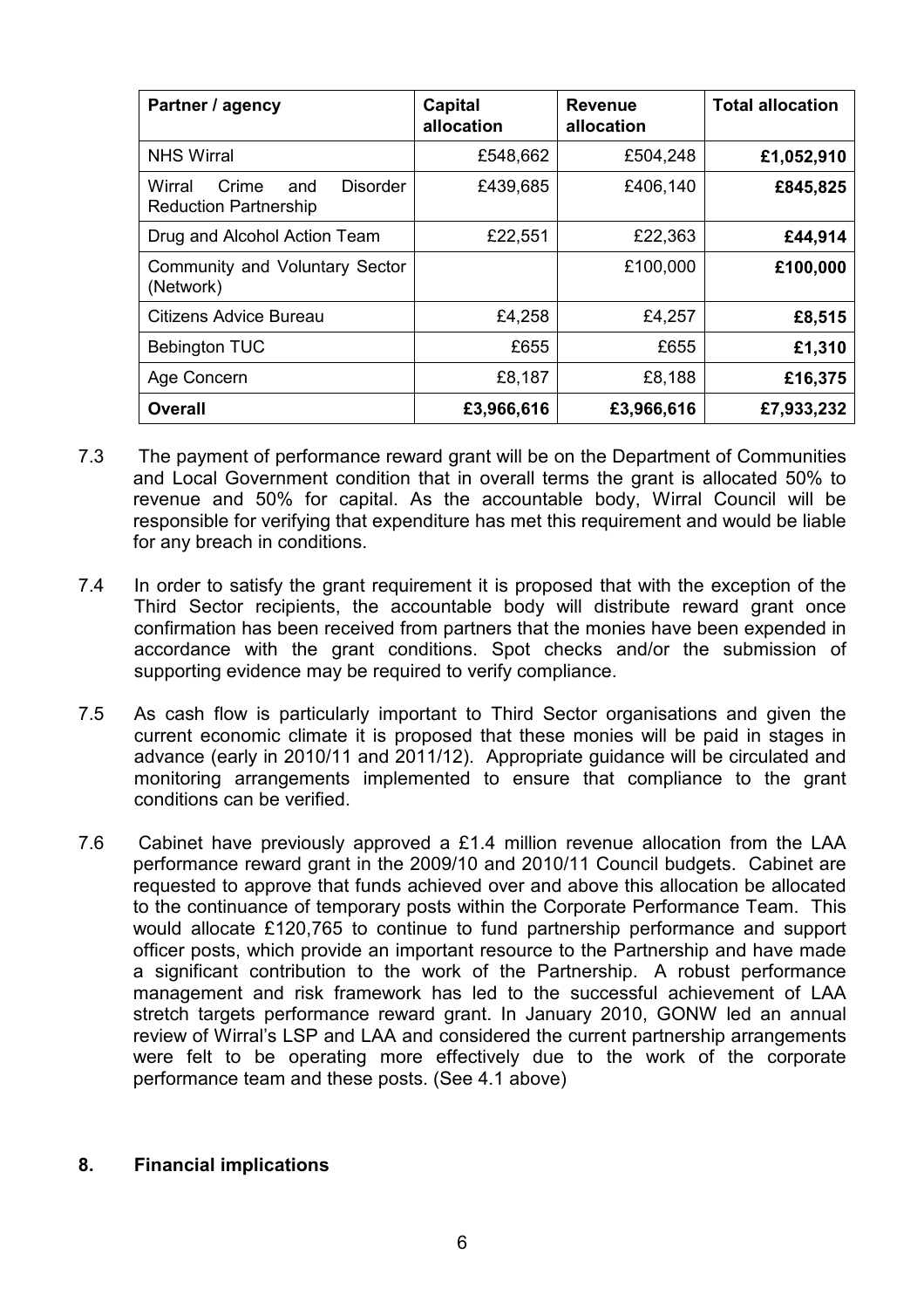| Partner / agency | Capital allocation | Revenue allocation | Total allocation |
|---|---|---|---|
| NHS Wirral | £548,662 | £504,248 | **£1,052,910** |
| Wirral Crime and Disorder Reduction Partnership | £439,685 | £406,140 | **£845,825** |
| Drug and Alcohol Action Team | £22,551 | £22,363 | **£44,914** |
| Community and Voluntary Sector (Network) | | £100,000 | **£100,000** |
| Citizens Advice Bureau | £4,258 | £4,257 | **£8,515** |
| Bebington TUC | £655 | £655 | **£1,310** |
| Age Concern | £8,187 | £8,188 | **£16,375** |
| **Overall** | **£3,966,616** | **£3,966,616** | **£7,933,232** |

7.3 The payment of performance reward grant will be on the Department of Communities and Local Government condition that in overall terms the grant is allocated 50% to revenue and 50% for capital. As the accountable body, Wirral Council will be responsible for verifying that expenditure has met this requirement and would be liable for any breach in conditions.

7.4 In order to satisfy the grant requirement it is proposed that with the exception of the Third Sector recipients, the accountable body will distribute reward grant once confirmation has been received from partners that the monies have been expended in accordance with the grant conditions. Spot checks and/or the submission of supporting evidence may be required to verify compliance.

7.5 As cash flow is particularly important to Third Sector organisations and given the current economic climate it is proposed that these monies will be paid in stages in advance (early in 2010/11 and 2011/12). Appropriate guidance will be circulated and monitoring arrangements implemented to ensure that compliance to the grant conditions can be verified.

7.6 Cabinet have previously approved a £1.4 million revenue allocation from the LAA performance reward grant in the 2009/10 and 2010/11 Council budgets. Cabinet are requested to approve that funds achieved over and above this allocation be allocated to the continuance of temporary posts within the Corporate Performance Team. This would allocate £120,765 to continue to fund partnership performance and support officer posts, which provide an important resource to the Partnership and have made a significant contribution to the work of the Partnership. A robust performance management and risk framework has led to the successful achievement of LAA stretch targets performance reward grant. In January 2010, GONW led an annual review of Wirral's LSP and LAA and considered the current partnership arrangements were felt to be operating more effectively due to the work of the corporate performance team and these posts. (See 4.1 above)

## 8. Financial implications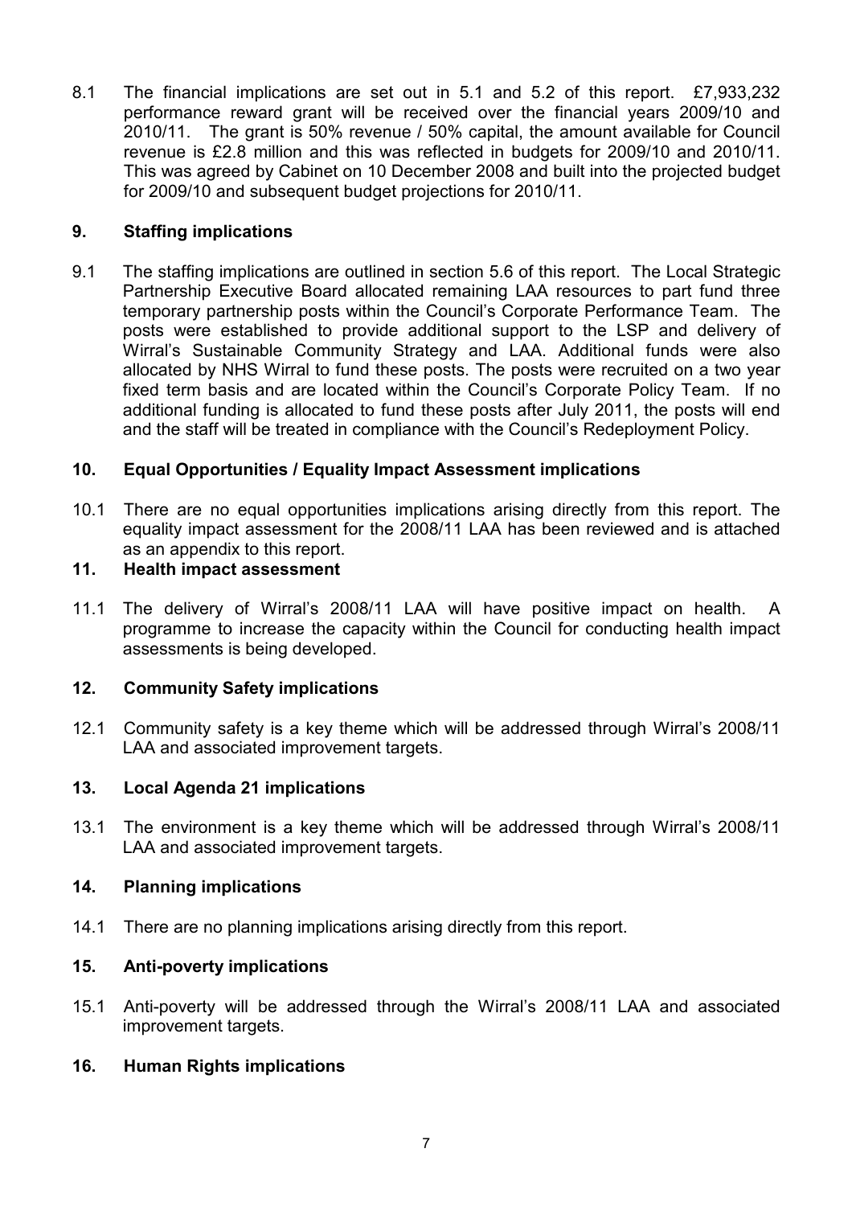8.1 The financial implications are set out in 5.1 and 5.2 of this report. £7,933,232 performance reward grant will be received over the financial years 2009/10 and 2010/11. The grant is 50% revenue / 50% capital, the amount available for Council revenue is £2.8 million and this was reflected in budgets for 2009/10 and 2010/11. This was agreed by Cabinet on 10 December 2008 and built into the projected budget for 2009/10 and subsequent budget projections for 2010/11.

## 9. Staffing implications

9.1 The staffing implications are outlined in section 5.6 of this report. The Local Strategic Partnership Executive Board allocated remaining LAA resources to part fund three temporary partnership posts within the Council's Corporate Performance Team. The posts were established to provide additional support to the LSP and delivery of Wirral's Sustainable Community Strategy and LAA. Additional funds were also allocated by NHS Wirral to fund these posts. The posts were recruited on a two year fixed term basis and are located within the Council's Corporate Policy Team. If no additional funding is allocated to fund these posts after July 2011, the posts will end and the staff will be treated in compliance with the Council's Redeployment Policy.

## 10. Equal Opportunities / Equality Impact Assessment implications

10.1 There are no equal opportunities implications arising directly from this report. The equality impact assessment for the 2008/11 LAA has been reviewed and is attached as an appendix to this report.

## 11. Health impact assessment

11.1 The delivery of Wirral's 2008/11 LAA will have positive impact on health. A programme to increase the capacity within the Council for conducting health impact assessments is being developed.

## 12. Community Safety implications

12.1 Community safety is a key theme which will be addressed through Wirral's 2008/11 LAA and associated improvement targets.

## 13. Local Agenda 21 implications

13.1 The environment is a key theme which will be addressed through Wirral's 2008/11 LAA and associated improvement targets.

## 14. Planning implications

14.1 There are no planning implications arising directly from this report.

## 15. Anti-poverty implications

15.1 Anti-poverty will be addressed through the Wirral's 2008/11 LAA and associated improvement targets.

## 16. Human Rights implications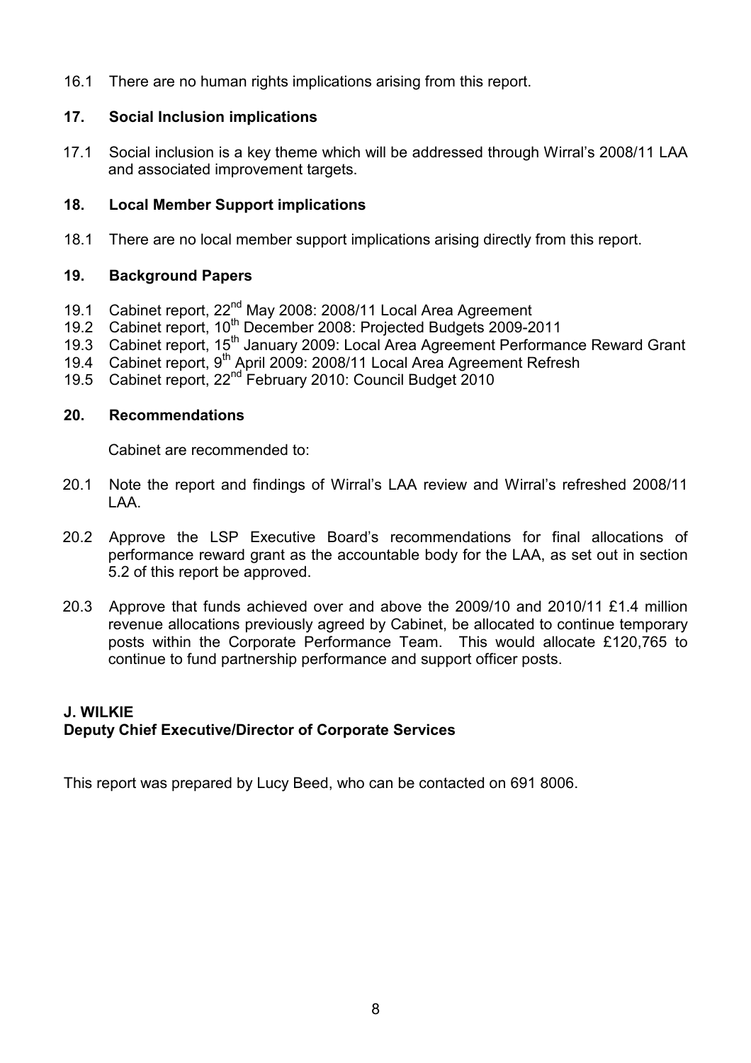16.1 There are no human rights implications arising from this report.

## 17. Social Inclusion implications

17.1 Social inclusion is a key theme which will be addressed through Wirral's 2008/11 LAA and associated improvement targets.

## 18. Local Member Support implications

18.1 There are no local member support implications arising directly from this report.

## 19. Background Papers

19.1 Cabinet report, 22nd May 2008: 2008/11 Local Area Agreement
19.2 Cabinet report, 10th December 2008: Projected Budgets 2009-2011
19.3 Cabinet report, 15th January 2009: Local Area Agreement Performance Reward Grant
19.4 Cabinet report, 9th April 2009: 2008/11 Local Area Agreement Refresh
19.5 Cabinet report, 22nd February 2010: Council Budget 2010

## 20. Recommendations

Cabinet are recommended to:

20.1 Note the report and findings of Wirral's LAA review and Wirral's refreshed 2008/11 LAA.

20.2 Approve the LSP Executive Board's recommendations for final allocations of performance reward grant as the accountable body for the LAA, as set out in section 5.2 of this report be approved.

20.3 Approve that funds achieved over and above the 2009/10 and 2010/11 £1.4 million revenue allocations previously agreed by Cabinet, be allocated to continue temporary posts within the Corporate Performance Team. This would allocate £120,765 to continue to fund partnership performance and support officer posts.

**J. WILKIE**
**Deputy Chief Executive/Director of Corporate Services**

This report was prepared by Lucy Beed, who can be contacted on 691 8006.